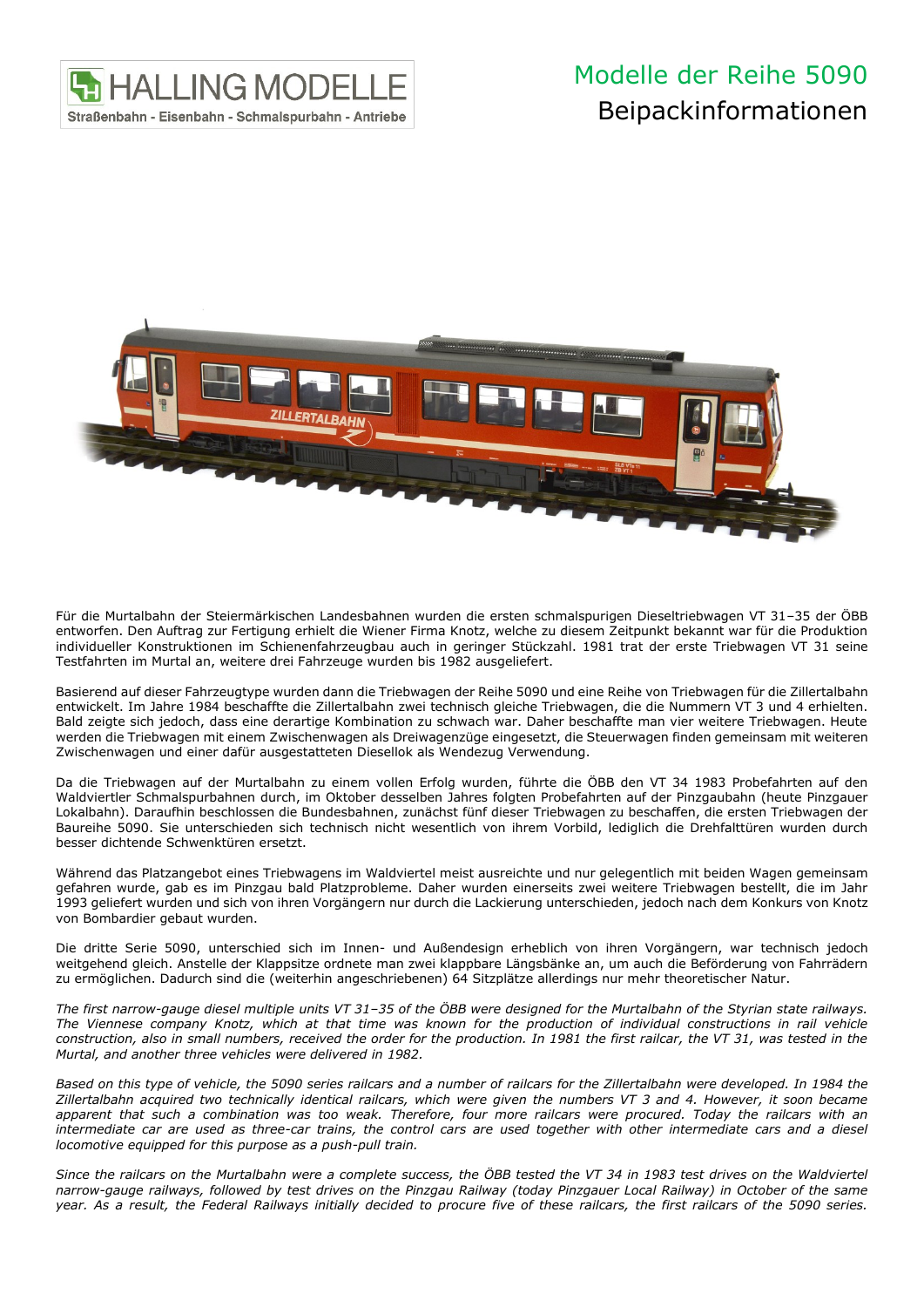HALLING MODELLE

Straßenbahn - Eisenbahn - Schmalspurbahn - Antriebe

# Modelle der Reihe 5090

## Beipackinformationen

Für die Murtalbahn der Steiermärkischen Landesbahnen wurden die ersten schmalspurigen Dieseltriebwagen VT 31–35 der ÖBB entworfen. Den Auftrag zur Fertigung erhielt die Wiener Firma Knotz, welche zu diesem Zeitpunkt bekannt war für die Produktion individueller Konstruktionen im Schienenfahrzeugbau auch in geringer Stückzahl. 1981 trat der erste Triebwagen VT 31 seine Testfahrten im Murtal an, weitere drei Fahrzeuge wurden bis 1982 ausgeliefert.

Basierend auf dieser Fahrzeugtype wurden dann die Triebwagen der Reihe 5090 und eine Reihe von Triebwagen für die Zillertalbahn entwickelt. Im Jahre 1984 beschaffte die Zillertalbahn zwei technisch gleiche Triebwagen, die die Nummern VT 3 und 4 erhielten. Bald zeigte sich jedoch, dass eine derartige Kombination zu schwach war. Daher beschaffte man vier weitere Triebwagen. Heute werden die Triebwagen mit einem Zwischenwagen als Dreiwagenzüge eingesetzt, die Steuerwagen finden gemeinsam mit weiteren Zwischenwagen und einer dafür ausgestatteten Diesellok als Wendezug Verwendung.

Da die Triebwagen auf der Murtalbahn zu einem vollen Erfolg wurden, führte die ÖBB den VT 34 1983 Probefahrten auf den Waldviertler Schmalspurbahnen durch, im Oktober desselben Jahres folgten Probefahrten auf der Pinzgaubahn (heute Pinzgauer Lokalbahn). Daraufhin beschlossen die Bundesbahnen, zunächst fünf dieser Triebwagen zu beschaffen, die ersten Triebwagen der Baureihe 5090. Sie unterschieden sich technisch nicht wesentlich von ihrem Vorbild, lediglich die Drehfalttüren wurden durch besser dichtende Schwenktüren ersetzt.

Während das Platzangebot eines Triebwagens im Waldviertel meist ausreichte und nur gelegentlich mit beiden Wagen gemeinsam gefahren wurde, gab es im Pinzgau bald Platzprobleme. Daher wurden einerseits zwei weitere Triebwagen bestellt, die im Jahr 1993 geliefert wurden und sich von ihren Vorgängern nur durch die Lackierung unterschieden, jedoch nach dem Konkurs von Knotz von Bombardier gebaut wurden.

Die dritte Serie 5090, unterschied sich im Innen- und Außendesign erheblich von ihren Vorgängern, war technisch jedoch weitgehend gleich. Anstelle der Klappsitze ordnete man zwei klappbare Längsbänke an, um auch die Beförderung von Fahrrädern zu ermöglichen. Dadurch sind die (weiterhin angeschriebenen) 64 Sitzplätze allerdings nur mehr theoretischer Natur.

*The first narrow-gauge diesel multiple units VT 31–35 of the ÖBB were designed for the Murtalbahn of the Styrian state railways. The Viennese company Knotz, which at that time was known for the production of individual constructions in rail vehicle construction, also in small numbers, received the order for the production. In 1981 the first railcar, the VT 31, was tested in the Murtal, and another three vehicles were delivered in 1982.*

*Based on this type of vehicle, the 5090 series railcars and a number of railcars for the Zillertalbahn were developed. In 1984 the Zillertalbahn acquired two technically identical railcars, which were given the numbers VT 3 and 4. However, it soon became apparent that such a combination was too weak. Therefore, four more railcars were procured. Today the railcars with an intermediate car are used as three-car trains, the control cars are used together with other intermediate cars and a diesel locomotive equipped for this purpose as a push-pull train.*

*Since the railcars on the Murtalbahn were a complete success, the ÖBB tested the VT 34 in 1983 test drives on the Waldviertel narrow-gauge railways, followed by test drives on the Pinzgau Railway (today Pinzgauer Local Railway) in October of the same year. As a result, the Federal Railways initially decided to procure five of these railcars, the first railcars of the 5090 series.*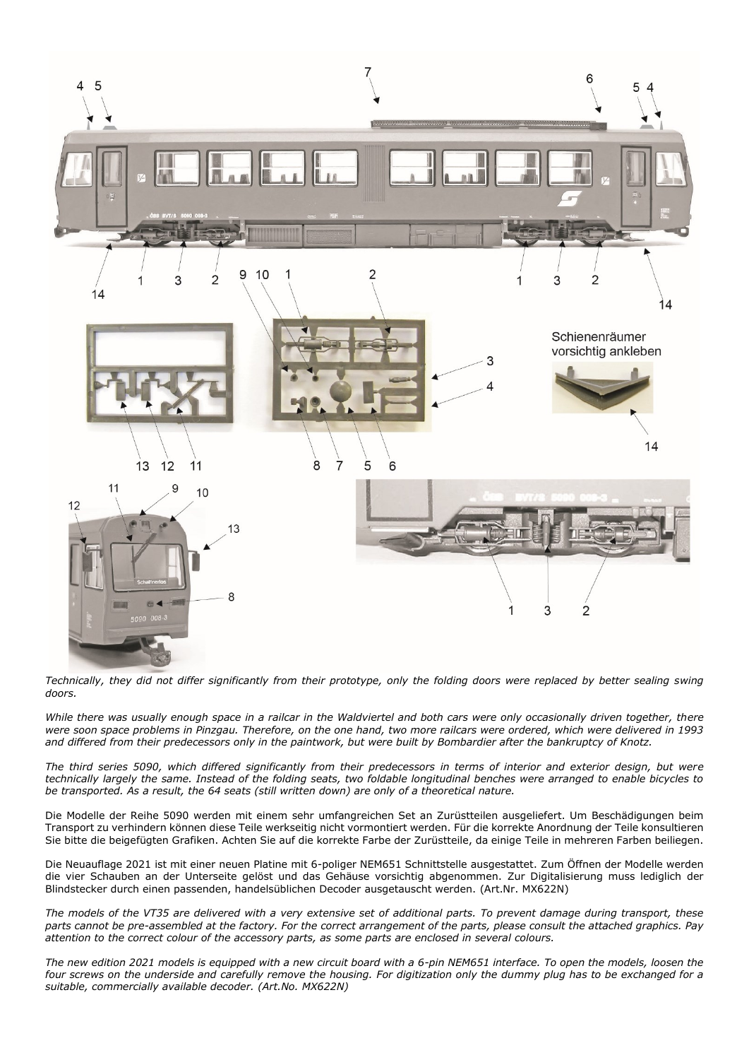*Technically, they did not differ significantly from their prototype, only the folding doors were replaced by better sealing swing doors.*

*While there was usually enough space in a railcar in the Waldviertel and both cars were only occasionally driven together, there were soon space problems in Pinzgau. Therefore, on the one hand, two more railcars were ordered, which were delivered in 1993 and differed from their predecessors only in the paintwork, but were built by Bombardier after the bankruptcy of Knotz.*

*The third series 5090, which differed significantly from their predecessors in terms of interior and exterior design, but were technically largely the same. Instead of the folding seats, two foldable longitudinal benches were arranged to enable bicycles to be transported. As a result, the 64 seats (still written down) are only of a theoretical nature.*

Die Modelle der Reihe 5090 werden mit einem sehr umfangreichen Set an Zurüstteilen ausgeliefert. Um Beschädigungen beim Transport zu verhindern können diese Teile werkseitig nicht vormontiert werden. Für die korrekte Anordnung der Teile konsultieren Sie bitte die beigefügten Grafiken. Achten Sie auf die korrekte Farbe der Zurüstteile, da einige Teile in mehreren Farben beiliegen.

Die Neuauflage 2021 ist mit einer neuen Platine mit 6-poliger NEM651 Schnittstelle ausgestattet. Zum Öffnen der Modelle werden die vier Schauben an der Unterseite gelöst und das Gehäuse vorsichtig abgenommen. Zur Digitalisierung muss lediglich der Blindstecker durch einen passenden, handelsüblichen Decoder ausgetauscht werden. (Art.Nr. MX622N)

*The models of the VT35 are delivered with a very extensive set of additional parts. To prevent damage during transport, these parts cannot be pre-assembled at the factory. For the correct arrangement of the parts, please consult the attached graphics. Pay attention to the correct colour of the accessory parts, as some parts are enclosed in several colours.*

*The new edition 2021 models is equipped with a new circuit board with a 6-pin NEM651 interface. To open the models, loosen the four screws on the underside and carefully remove the housing. For digitization only the dummy plug has to be exchanged for a suitable, commercially available decoder. (Art.No. MX622N)*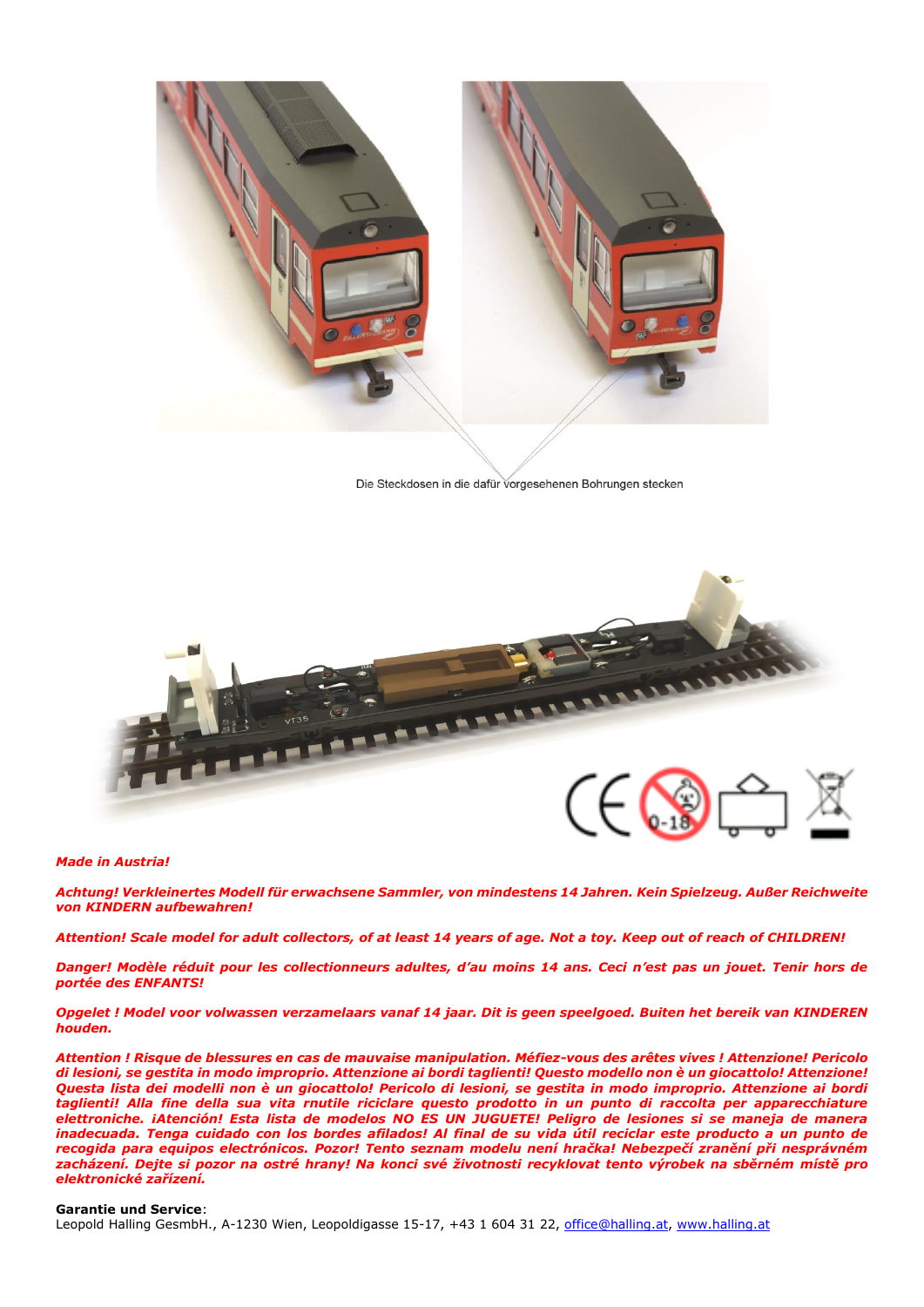Die Steckdosen in die dafür vorgesehenen Bohrungen stecken

***Made in Austria!***

***Achtung! Verkleinertes Modell für erwachsene Sammler, von mindestens 14 Jahren. Kein Spielzeug. Außer Reichweite von KINDERN aufbewahren!***

***Attention! Scale model for adult collectors, of at least 14 years of age. Not a toy. Keep out of reach of CHILDREN!***

***Danger! Modèle réduit pour les collectionneurs adultes, d'au moins 14 ans. Ceci n'est pas un jouet. Tenir hors de portée des ENFANTS!***

***Opgelet ! Model voor volwassen verzamelaars vanaf 14 jaar. Dit is geen speelgoed. Buiten het bereik van KINDEREN houden.***

***Attention ! Risque de blessures en cas de mauvaise manipulation. Méfiez-vous des arêtes vives ! Attenzione! Pericolo di lesioni, se gestita in modo improprio. Attenzione ai bordi taglienti! Questo modello non è un giocattolo! Attenzione! Questa lista dei modelli non è un giocattolo! Pericolo di lesioni, se gestita in modo improprio. Attenzione ai bordi taglienti! Alla fine della sua vita rnutile riciclare questo prodotto in un punto di raccolta per apparecchiature elettroniche. ¡Atención! Esta lista de modelos NO ES UN JUGUETE! Peligro de lesiones si se maneja de manera inadecuada. Tenga cuidado con los bordes afilados! Al final de su vida útil reciclar este producto a un punto de recogida para equipos electrónicos. Pozor! Tento seznam modelu není hračka! Nebezpečí zranění při nesprávném zacházení. Dejte si pozor na ostré hrany! Na konci své životnosti recyklovat tento výrobek na sběrném místě pro elektronické zařízení.***

**Garantie und Service**:
Leopold Halling GesmbH., A-1230 Wien, Leopoldigasse 15-17, +43 1 604 31 22, office@halling.at, www.halling.at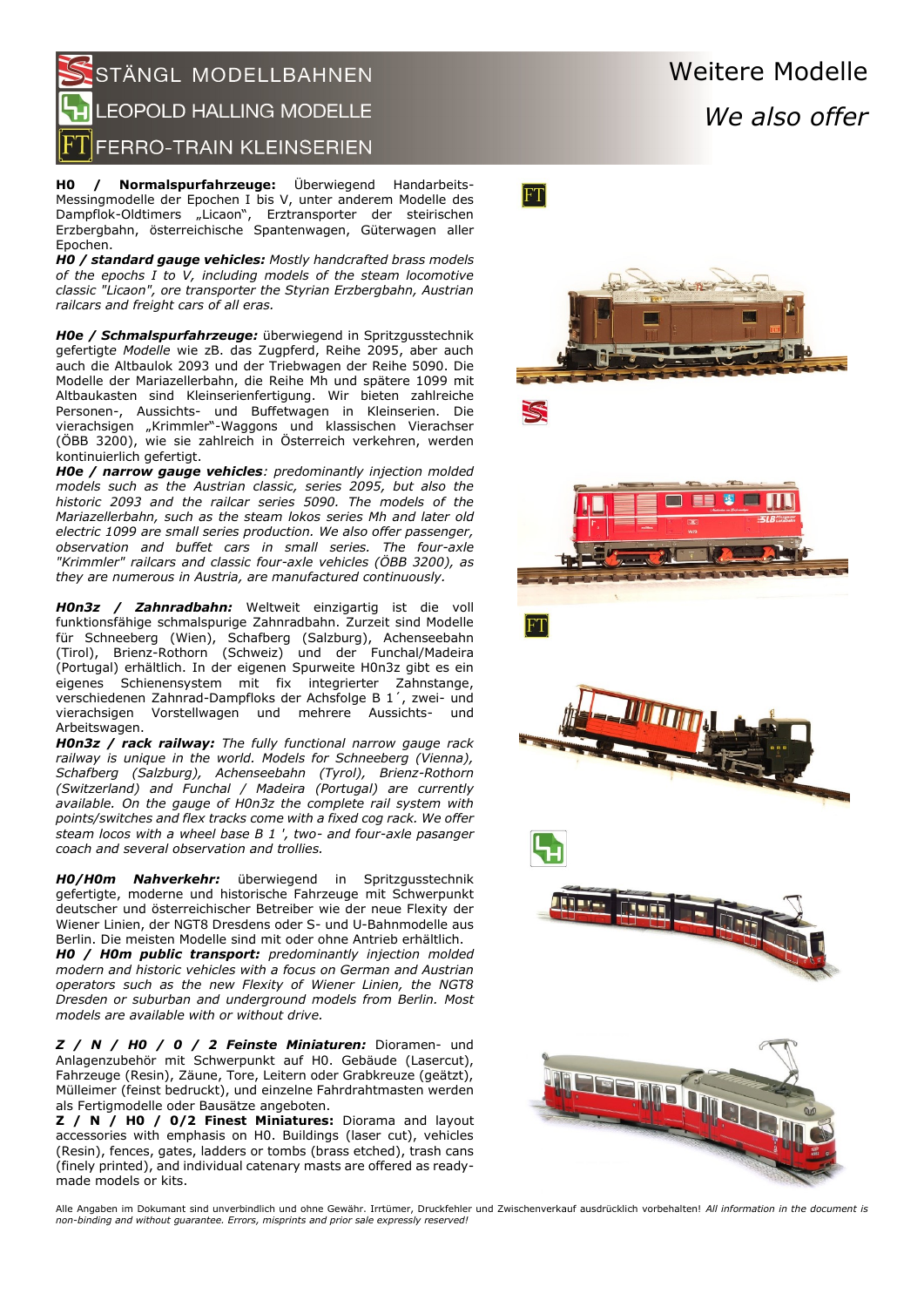STÄNGL MODELLBAHNEN
LEOPOLD HALLING MODELLE
FERRO-TRAIN KLEINSERIEN

# Weitere Modelle

## *We also offer*

**H0 / Normalspurfahrzeuge:** Überwiegend Handarbeits-Messingmodelle der Epochen I bis V, unter anderem Modelle des Dampflok-Oldtimers „Licaon", Erztransporter der steirischen Erzbergbahn, österreichische Spantenwagen, Güterwagen aller Epochen.
***H0 / standard gauge vehicles:*** *Mostly handcrafted brass models of the epochs I to V, including models of the steam locomotive classic "Licaon", ore transporter the Styrian Erzbergbahn, Austrian railcars and freight cars of all eras.*

***H0e / Schmalspurfahrzeuge:*** überwiegend in Spritzgusstechnik gefertigte *Modelle* wie zB. das Zugpferd, Reihe 2095, aber auch auch die Altbaulok 2093 und der Triebwagen der Reihe 5090. Die Modelle der Mariazellerbahn, die Reihe Mh und spätere 1099 mit Altbaukasten sind Kleinserienfertigung. Wir bieten zahlreiche Personen-, Aussichts- und Buffetwagen in Kleinserien. Die vierachsigen „Krimmler"-Waggons und klassischen Vierachser (ÖBB 3200), wie sie zahlreich in Österreich verkehren, werden kontinuierlich gefertigt.
***H0e / narrow gauge vehicles****: predominantly injection molded models such as the Austrian classic, series 2095, but also the historic 2093 and the railcar series 5090. The models of the Mariazellerbahn, such as the steam lokos series Mh and later old electric 1099 are small series production. We also offer passenger, observation and buffet cars in small series. The four-axle "Krimmler" railcars and classic four-axle vehicles (ÖBB 3200), as they are numerous in Austria, are manufactured continuously.*

***H0n3z / Zahnradbahn:*** Weltweit einzigartig ist die voll funktionsfähige schmalspurige Zahnradbahn. Zurzeit sind Modelle für Schneeberg (Wien), Schafberg (Salzburg), Achenseebahn (Tirol), Brienz-Rothorn (Schweiz) und der Funchal/Madeira (Portugal) erhältlich. In der eigenen Spurweite H0n3z gibt es ein eigenes Schienensystem mit fix integrierter Zahnstange, verschiedenen Zahnrad-Dampfloks der Achsfolge B 1´, zwei- und vierachsigen Vorstellwagen und mehrere Aussichts- und Arbeitswagen.
***H0n3z / rack railway:*** *The fully functional narrow gauge rack railway is unique in the world. Models for Schneeberg (Vienna), Schafberg (Salzburg), Achenseebahn (Tyrol), Brienz-Rothorn (Switzerland) and Funchal / Madeira (Portugal) are currently available. On the gauge of H0n3z the complete rail system with points/switches and flex tracks come with a fixed cog rack. We offer steam locos with a wheel base B 1 ', two- and four-axle pasanger coach and several observation and trollies.*

***H0/H0m Nahverkehr:*** überwiegend in Spritzgusstechnik gefertigte, moderne und historische Fahrzeuge mit Schwerpunkt deutscher und österreichischer Betreiber wie der neue Flexity der Wiener Linien, der NGT8 Dresdens oder S- und U-Bahnmodelle aus Berlin. Die meisten Modelle sind mit oder ohne Antrieb erhältlich.
***H0 / H0m public transport:*** *predominantly injection molded modern and historic vehicles with a focus on German and Austrian operators such as the new Flexity of Wiener Linien, the NGT8 Dresden or suburban and underground models from Berlin. Most models are available with or without drive.*

***Z / N / H0 / 0 / 2 Feinste Miniaturen:*** Dioramen- und Anlagenzubehör mit Schwerpunkt auf H0. Gebäude (Lasercut), Fahrzeuge (Resin), Zäune, Tore, Leitern oder Grabkreuze (geätzt), Mülleimer (feinst bedruckt), und einzelne Fahrdrahtmasten werden als Fertigmodelle oder Bausätze angeboten.
**Z / N / H0 / 0/2 Finest Miniatures:** Diorama and layout accessories with emphasis on H0. Buildings (laser cut), vehicles (Resin), fences, gates, ladders or tombs (brass etched), trash cans (finely printed), and individual catenary masts are offered as ready-made models or kits.

Alle Angaben im Dokumant sind unverbindlich und ohne Gewähr. Irrtümer, Druckfehler und Zwischenverkauf ausdrücklich vorbehalten! *All information in the document is non-binding and without guarantee. Errors, misprints and prior sale expressly reserved!*